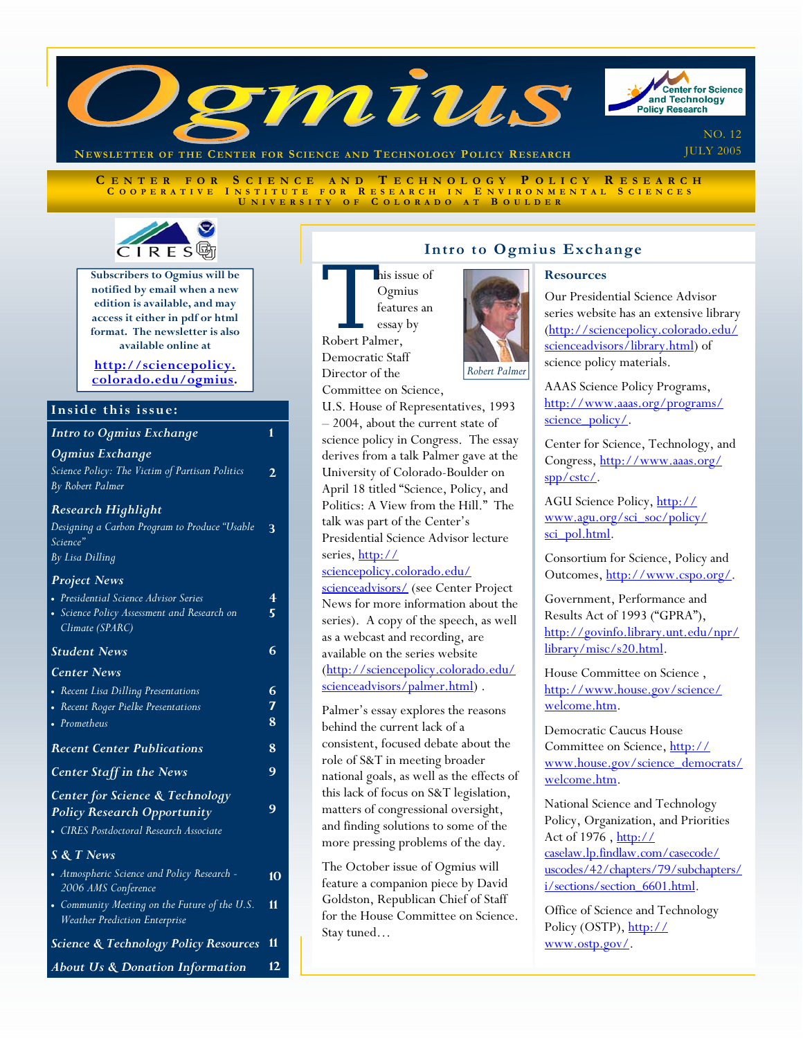# Ogmius

**Newsletter of the Center for Science and Technology Policy Research**

NO. 12
JULY 2005

CENTER FOR SCIENCE AND TECHNOLOGY POLICY RESEARCH
COOPERATIVE INSTITUTE FOR RESEARCH IN ENVIRONMENTAL SCIENCES
UNIVERSITY OF COLORADO AT BOULDER

**Subscribers to Ogmius will be notified by email when a new edition is available, and may access it either in pdf or html format. The newsletter is also available online at**

**http://sciencepolicy.colorado.edu/ogmius.**

## Inside this issue:

| | |
|---|---|
| ***Intro to Ogmius Exchange*** | 1 |
| ***Ogmius Exchange*** *Science Policy: The Victim of Partisan Politics By Robert Palmer* | 2 |
| ***Research Highlight*** *Designing a Carbon Program to Produce "Usable Science" By Lisa Dilling* | 3 |
| ***Project News*** | |
| • *Presidential Science Advisor Series* | 4 |
| • *Science Policy Assessment and Research on Climate (SPARC)* | 5 |
| ***Student News*** | 6 |
| ***Center News*** | |
| • *Recent Lisa Dilling Presentations* | 6 |
| • *Recent Roger Pielke Presentations* | 7 |
| • *Prometheus* | 8 |
| ***Recent Center Publications*** | 8 |
| ***Center Staff in the News*** | 9 |
| ***Center for Science & Technology Policy Research Opportunity*** | 9 |
| • *CIRES Postdoctoral Research Associate* | |
| ***S & T News*** | |
| • *Atmospheric Science and Policy Research - 2006 AMS Conference* | 10 |
| • *Community Meeting on the Future of the U.S. Weather Prediction Enterprise* | 11 |
| ***Science & Technology Policy Resources*** | 11 |
| ***About Us & Donation Information*** | 12 |

## Intro to Ogmius Exchange

This issue of Ogmius features an essay by Robert Palmer, Democratic Staff Director of the Committee on Science, U.S. House of Representatives, 1993 – 2004, about the current state of science policy in Congress. The essay derives from a talk Palmer gave at the University of Colorado-Boulder on April 18 titled "Science, Policy, and Politics: A View from the Hill." The talk was part of the Center's Presidential Science Advisor lecture series, http://sciencepolicy.colorado.edu/scienceadvisors/ (see Center Project News for more information about the series). A copy of the speech, as well as a webcast and recording, are available on the series website (http://sciencepolicy.colorado.edu/scienceadvisors/palmer.html) .

*Robert Palmer*

Palmer's essay explores the reasons behind the current lack of a consistent, focused debate about the role of S&T in meeting broader national goals, as well as the effects of this lack of focus on S&T legislation, matters of congressional oversight, and finding solutions to some of the more pressing problems of the day.

The October issue of Ogmius will feature a companion piece by David Goldston, Republican Chief of Staff for the House Committee on Science. Stay tuned…

### Resources

Our Presidential Science Advisor series website has an extensive library (http://sciencepolicy.colorado.edu/scienceadvisors/library.html) of science policy materials.

AAAS Science Policy Programs, http://www.aaas.org/programs/science_policy/.

Center for Science, Technology, and Congress, http://www.aaas.org/spp/cstc/.

AGU Science Policy, http://www.agu.org/sci_soc/policy/sci_pol.html.

Consortium for Science, Policy and Outcomes, http://www.cspo.org/.

Government, Performance and Results Act of 1993 ("GPRA"), http://govinfo.library.unt.edu/npr/library/misc/s20.html.

House Committee on Science , http://www.house.gov/science/welcome.htm.

Democratic Caucus House Committee on Science, http://www.house.gov/science_democrats/welcome.htm.

National Science and Technology Policy, Organization, and Priorities Act of 1976 , http://caselaw.lp.findlaw.com/casecode/uscodes/42/chapters/79/subchapters/i/sections/section_6601.html.

Office of Science and Technology Policy (OSTP), http://www.ostp.gov/.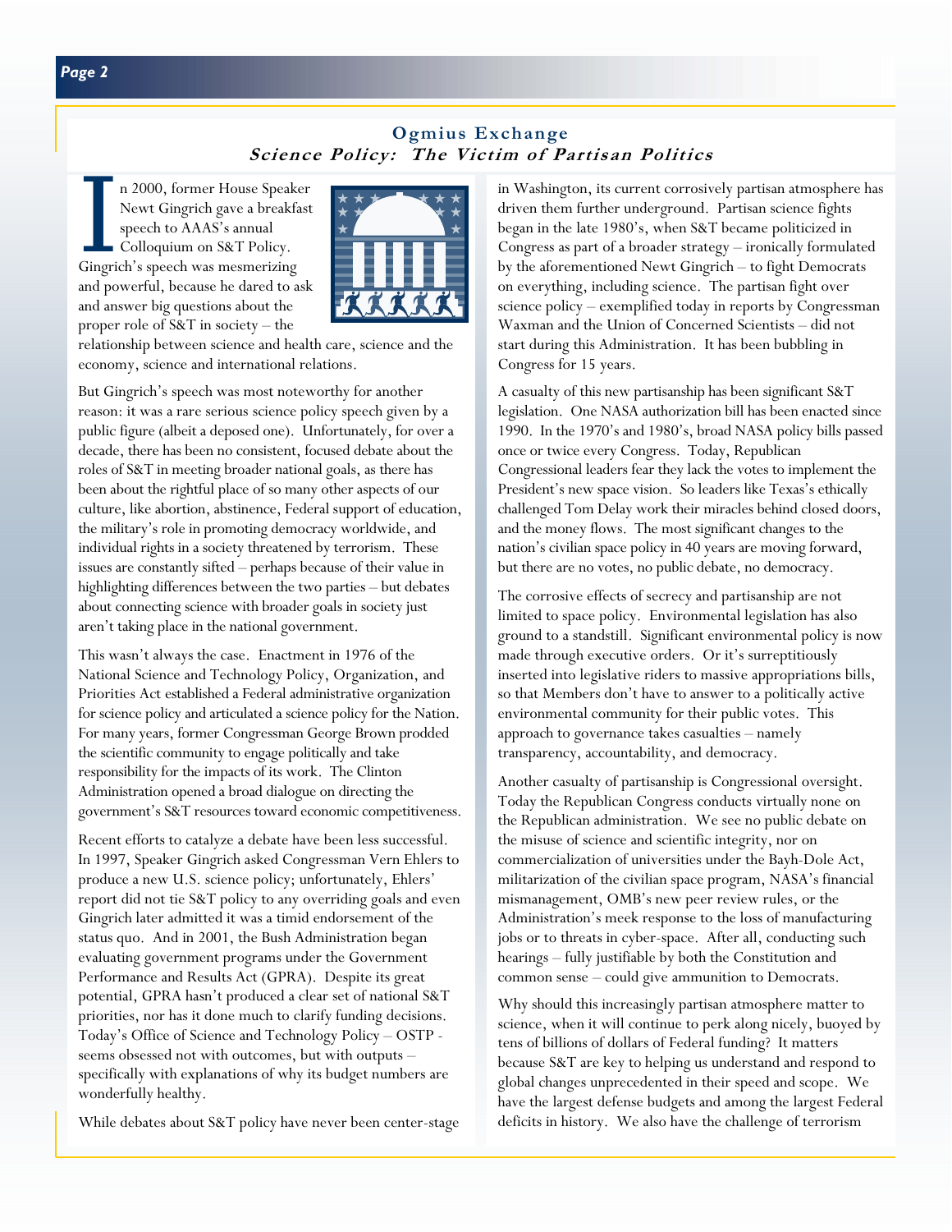## Ogmius Exchange

### *Science Policy: The Victim of Partisan Politics*

In 2000, former House Speaker Newt Gingrich gave a breakfast speech to AAAS's annual Colloquium on S&T Policy. Gingrich's speech was mesmerizing and powerful, because he dared to ask and answer big questions about the proper role of S&T in society – the relationship between science and health care, science and the economy, science and international relations.

But Gingrich's speech was most noteworthy for another reason: it was a rare serious science policy speech given by a public figure (albeit a deposed one). Unfortunately, for over a decade, there has been no consistent, focused debate about the roles of S&T in meeting broader national goals, as there has been about the rightful place of so many other aspects of our culture, like abortion, abstinence, Federal support of education, the military's role in promoting democracy worldwide, and individual rights in a society threatened by terrorism. These issues are constantly sifted – perhaps because of their value in highlighting differences between the two parties – but debates about connecting science with broader goals in society just aren't taking place in the national government.

This wasn't always the case. Enactment in 1976 of the National Science and Technology Policy, Organization, and Priorities Act established a Federal administrative organization for science policy and articulated a science policy for the Nation. For many years, former Congressman George Brown prodded the scientific community to engage politically and take responsibility for the impacts of its work. The Clinton Administration opened a broad dialogue on directing the government's S&T resources toward economic competitiveness.

Recent efforts to catalyze a debate have been less successful. In 1997, Speaker Gingrich asked Congressman Vern Ehlers to produce a new U.S. science policy; unfortunately, Ehlers' report did not tie S&T policy to any overriding goals and even Gingrich later admitted it was a timid endorsement of the status quo. And in 2001, the Bush Administration began evaluating government programs under the Government Performance and Results Act (GPRA). Despite its great potential, GPRA hasn't produced a clear set of national S&T priorities, nor has it done much to clarify funding decisions. Today's Office of Science and Technology Policy – OSTP - seems obsessed not with outcomes, but with outputs – specifically with explanations of why its budget numbers are wonderfully healthy.

While debates about S&T policy have never been center-stage in Washington, its current corrosively partisan atmosphere has driven them further underground. Partisan science fights began in the late 1980's, when S&T became politicized in Congress as part of a broader strategy – ironically formulated by the aforementioned Newt Gingrich – to fight Democrats on everything, including science. The partisan fight over science policy – exemplified today in reports by Congressman Waxman and the Union of Concerned Scientists – did not start during this Administration. It has been bubbling in Congress for 15 years.

A casualty of this new partisanship has been significant S&T legislation. One NASA authorization bill has been enacted since 1990. In the 1970's and 1980's, broad NASA policy bills passed once or twice every Congress. Today, Republican Congressional leaders fear they lack the votes to implement the President's new space vision. So leaders like Texas's ethically challenged Tom Delay work their miracles behind closed doors, and the money flows. The most significant changes to the nation's civilian space policy in 40 years are moving forward, but there are no votes, no public debate, no democracy.

The corrosive effects of secrecy and partisanship are not limited to space policy. Environmental legislation has also ground to a standstill. Significant environmental policy is now made through executive orders. Or it's surreptitiously inserted into legislative riders to massive appropriations bills, so that Members don't have to answer to a politically active environmental community for their public votes. This approach to governance takes casualties – namely transparency, accountability, and democracy.

Another casualty of partisanship is Congressional oversight. Today the Republican Congress conducts virtually none on the Republican administration. We see no public debate on the misuse of science and scientific integrity, nor on commercialization of universities under the Bayh-Dole Act, militarization of the civilian space program, NASA's financial mismanagement, OMB's new peer review rules, or the Administration's meek response to the loss of manufacturing jobs or to threats in cyber-space. After all, conducting such hearings – fully justifiable by both the Constitution and common sense – could give ammunition to Democrats.

Why should this increasingly partisan atmosphere matter to science, when it will continue to perk along nicely, buoyed by tens of billions of dollars of Federal funding? It matters because S&T are key to helping us understand and respond to global changes unprecedented in their speed and scope. We have the largest defense budgets and among the largest Federal deficits in history. We also have the challenge of terrorism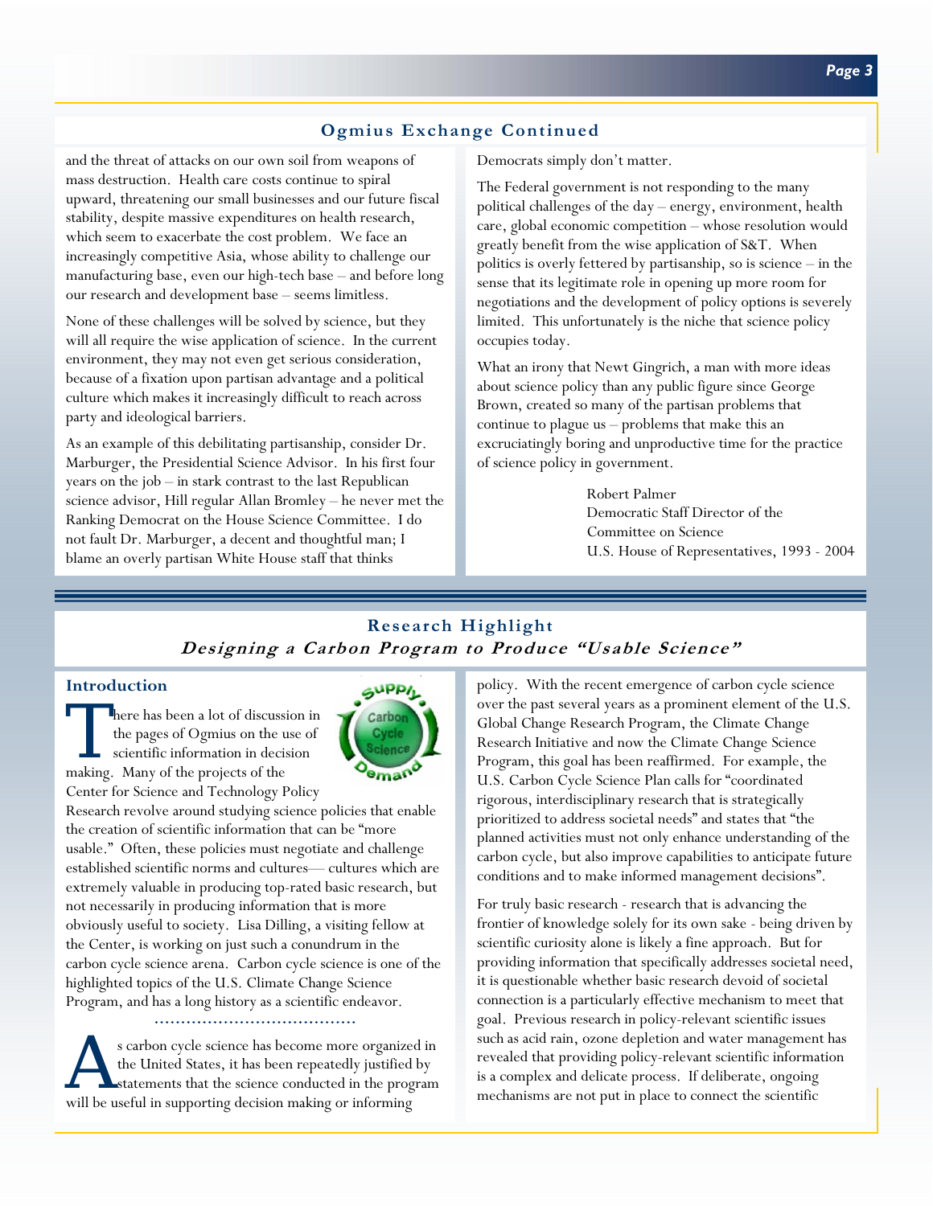## Ogmius Exchange Continued

and the threat of attacks on our own soil from weapons of mass destruction. Health care costs continue to spiral upward, threatening our small businesses and our future fiscal stability, despite massive expenditures on health research, which seem to exacerbate the cost problem. We face an increasingly competitive Asia, whose ability to challenge our manufacturing base, even our high-tech base – and before long our research and development base – seems limitless.

None of these challenges will be solved by science, but they will all require the wise application of science. In the current environment, they may not even get serious consideration, because of a fixation upon partisan advantage and a political culture which makes it increasingly difficult to reach across party and ideological barriers.

As an example of this debilitating partisanship, consider Dr. Marburger, the Presidential Science Advisor. In his first four years on the job – in stark contrast to the last Republican science advisor, Hill regular Allan Bromley – he never met the Ranking Democrat on the House Science Committee. I do not fault Dr. Marburger, a decent and thoughtful man; I blame an overly partisan White House staff that thinks Democrats simply don't matter.

The Federal government is not responding to the many political challenges of the day – energy, environment, health care, global economic competition – whose resolution would greatly benefit from the wise application of S&T. When politics is overly fettered by partisanship, so is science – in the sense that its legitimate role in opening up more room for negotiations and the development of policy options is severely limited. This unfortunately is the niche that science policy occupies today.

What an irony that Newt Gingrich, a man with more ideas about science policy than any public figure since George Brown, created so many of the partisan problems that continue to plague us – problems that make this an excruciatingly boring and unproductive time for the practice of science policy in government.

Robert Palmer
Democratic Staff Director of the Committee on Science
U.S. House of Representatives, 1993 - 2004

## Research Highlight

### *Designing a Carbon Program to Produce "Usable Science"*

#### Introduction

There has been a lot of discussion in the pages of Ogmius on the use of scientific information in decision making. Many of the projects of the Center for Science and Technology Policy Research revolve around studying science policies that enable the creation of scientific information that can be "more usable." Often, these policies must negotiate and challenge established scientific norms and cultures— cultures which are extremely valuable in producing top-rated basic research, but not necessarily in producing information that is more obviously useful to society. Lisa Dilling, a visiting fellow at the Center, is working on just such a conundrum in the carbon cycle science arena. Carbon cycle science is one of the highlighted topics of the U.S. Climate Change Science Program, and has a long history as a scientific endeavor.

As carbon cycle science has become more organized in the United States, it has been repeatedly justified by statements that the science conducted in the program will be useful in supporting decision making or informing policy. With the recent emergence of carbon cycle science over the past several years as a prominent element of the U.S. Global Change Research Program, the Climate Change Research Initiative and now the Climate Change Science Program, this goal has been reaffirmed. For example, the U.S. Carbon Cycle Science Plan calls for "coordinated rigorous, interdisciplinary research that is strategically prioritized to address societal needs" and states that "the planned activities must not only enhance understanding of the carbon cycle, but also improve capabilities to anticipate future conditions and to make informed management decisions".

For truly basic research - research that is advancing the frontier of knowledge solely for its own sake - being driven by scientific curiosity alone is likely a fine approach. But for providing information that specifically addresses societal need, it is questionable whether basic research devoid of societal connection is a particularly effective mechanism to meet that goal. Previous research in policy-relevant scientific issues such as acid rain, ozone depletion and water management has revealed that providing policy-relevant scientific information is a complex and delicate process. If deliberate, ongoing mechanisms are not put in place to connect the scientific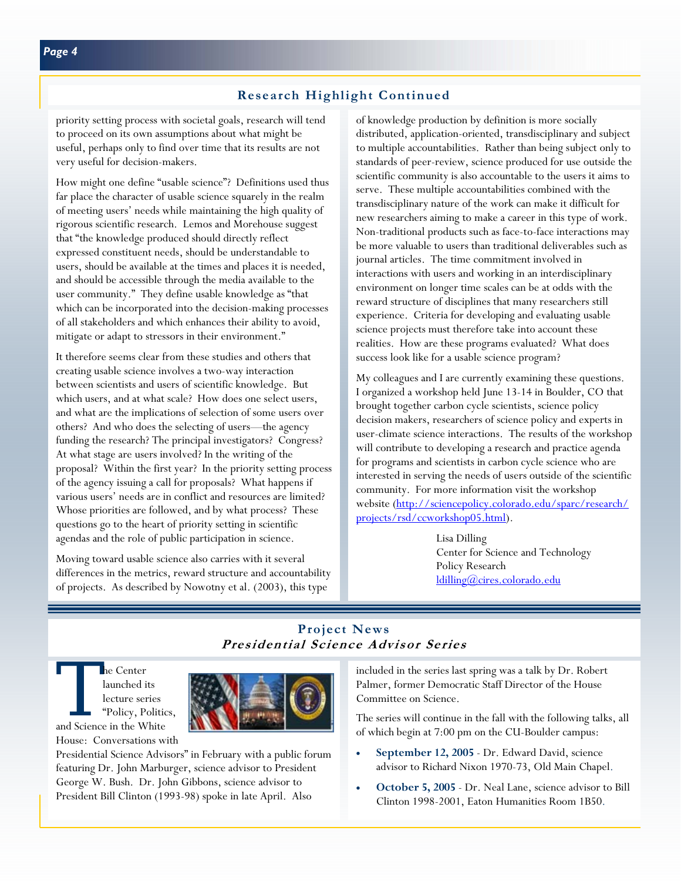## Research Highlight Continued

priority setting process with societal goals, research will tend to proceed on its own assumptions about what might be useful, perhaps only to find over time that its results are not very useful for decision-makers.

How might one define "usable science"? Definitions used thus far place the character of usable science squarely in the realm of meeting users' needs while maintaining the high quality of rigorous scientific research. Lemos and Morehouse suggest that "the knowledge produced should directly reflect expressed constituent needs, should be understandable to users, should be available at the times and places it is needed, and should be accessible through the media available to the user community." They define usable knowledge as "that which can be incorporated into the decision-making processes of all stakeholders and which enhances their ability to avoid, mitigate or adapt to stressors in their environment."

It therefore seems clear from these studies and others that creating usable science involves a two-way interaction between scientists and users of scientific knowledge. But which users, and at what scale? How does one select users, and what are the implications of selection of some users over others? And who does the selecting of users—the agency funding the research? The principal investigators? Congress? At what stage are users involved? In the writing of the proposal? Within the first year? In the priority setting process of the agency issuing a call for proposals? What happens if various users' needs are in conflict and resources are limited? Whose priorities are followed, and by what process? These questions go to the heart of priority setting in scientific agendas and the role of public participation in science.

Moving toward usable science also carries with it several differences in the metrics, reward structure and accountability of projects. As described by Nowotny et al. (2003), this type of knowledge production by definition is more socially distributed, application-oriented, transdisciplinary and subject to multiple accountabilities. Rather than being subject only to standards of peer-review, science produced for use outside the scientific community is also accountable to the users it aims to serve. These multiple accountabilities combined with the transdisciplinary nature of the work can make it difficult for new researchers aiming to make a career in this type of work. Non-traditional products such as face-to-face interactions may be more valuable to users than traditional deliverables such as journal articles. The time commitment involved in interactions with users and working in an interdisciplinary environment on longer time scales can be at odds with the reward structure of disciplines that many researchers still experience. Criteria for developing and evaluating usable science projects must therefore take into account these realities. How are these programs evaluated? What does success look like for a usable science program?

My colleagues and I are currently examining these questions. I organized a workshop held June 13-14 in Boulder, CO that brought together carbon cycle scientists, science policy decision makers, researchers of science policy and experts in user-climate science interactions. The results of the workshop will contribute to developing a research and practice agenda for programs and scientists in carbon cycle science who are interested in serving the needs of users outside of the scientific community. For more information visit the workshop website (http://sciencepolicy.colorado.edu/sparc/research/projects/rsd/ccworkshop05.html).

Lisa Dilling
Center for Science and Technology Policy Research
ldilling@cires.colorado.edu

## Project News
### *Presidential Science Advisor Series*

The Center launched its lecture series "Policy, Politics, and Science in the White House: Conversations with Presidential Science Advisors" in February with a public forum featuring Dr. John Marburger, science advisor to President George W. Bush. Dr. John Gibbons, science advisor to President Bill Clinton (1993-98) spoke in late April. Also included in the series last spring was a talk by Dr. Robert Palmer, former Democratic Staff Director of the House Committee on Science.

The series will continue in the fall with the following talks, all of which begin at 7:00 pm on the CU-Boulder campus:

- **September 12, 2005** - Dr. Edward David, science advisor to Richard Nixon 1970-73, Old Main Chapel.
- **October 5, 2005** - Dr. Neal Lane, science advisor to Bill Clinton 1998-2001, Eaton Humanities Room 1B50.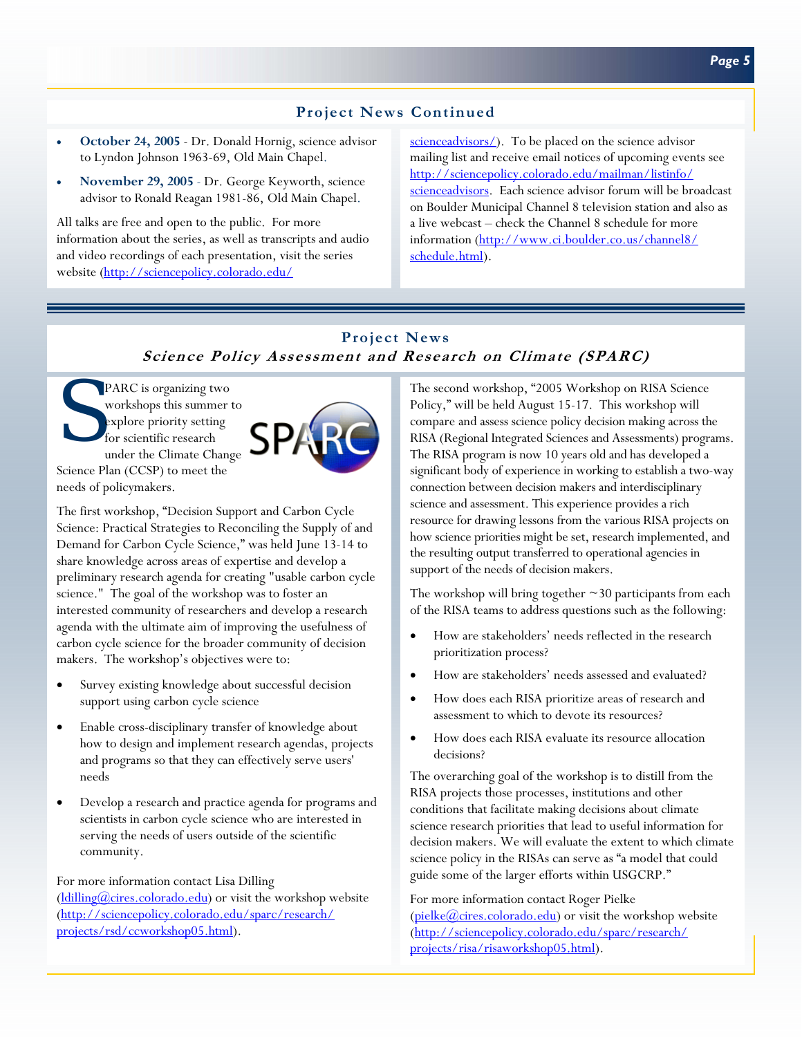## Project News Continued

- **October 24, 2005** - Dr. Donald Hornig, science advisor to Lyndon Johnson 1963-69, Old Main Chapel.
- **November 29, 2005** - Dr. George Keyworth, science advisor to Ronald Reagan 1981-86, Old Main Chapel.

All talks are free and open to the public. For more information about the series, as well as transcripts and audio and video recordings of each presentation, visit the series website (http://sciencepolicy.colorado.edu/scienceadvisors/). To be placed on the science advisor mailing list and receive email notices of upcoming events see http://sciencepolicy.colorado.edu/mailman/listinfo/scienceadvisors. Each science advisor forum will be broadcast on Boulder Municipal Channel 8 television station and also as a live webcast – check the Channel 8 schedule for more information (http://www.ci.boulder.co.us/channel8/schedule.html).

## Project News

### *Science Policy Assessment and Research on Climate (SPARC)*

SPARC is organizing two workshops this summer to explore priority setting for scientific research under the Climate Change Science Plan (CCSP) to meet the needs of policymakers.

The first workshop, "Decision Support and Carbon Cycle Science: Practical Strategies to Reconciling the Supply of and Demand for Carbon Cycle Science," was held June 13-14 to share knowledge across areas of expertise and develop a preliminary research agenda for creating "usable carbon cycle science." The goal of the workshop was to foster an interested community of researchers and develop a research agenda with the ultimate aim of improving the usefulness of carbon cycle science for the broader community of decision makers. The workshop's objectives were to:

- Survey existing knowledge about successful decision support using carbon cycle science
- Enable cross-disciplinary transfer of knowledge about how to design and implement research agendas, projects and programs so that they can effectively serve users' needs
- Develop a research and practice agenda for programs and scientists in carbon cycle science who are interested in serving the needs of users outside of the scientific community.

For more information contact Lisa Dilling (ldilling@cires.colorado.edu) or visit the workshop website (http://sciencepolicy.colorado.edu/sparc/research/projects/rsd/ccworkshop05.html).

The second workshop, "2005 Workshop on RISA Science Policy," will be held August 15-17. This workshop will compare and assess science policy decision making across the RISA (Regional Integrated Sciences and Assessments) programs. The RISA program is now 10 years old and has developed a significant body of experience in working to establish a two-way connection between decision makers and interdisciplinary science and assessment. This experience provides a rich resource for drawing lessons from the various RISA projects on how science priorities might be set, research implemented, and the resulting output transferred to operational agencies in support of the needs of decision makers.

The workshop will bring together ~30 participants from each of the RISA teams to address questions such as the following:

- How are stakeholders' needs reflected in the research prioritization process?
- How are stakeholders' needs assessed and evaluated?
- How does each RISA prioritize areas of research and assessment to which to devote its resources?
- How does each RISA evaluate its resource allocation decisions?

The overarching goal of the workshop is to distill from the RISA projects those processes, institutions and other conditions that facilitate making decisions about climate science research priorities that lead to useful information for decision makers. We will evaluate the extent to which climate science policy in the RISAs can serve as "a model that could guide some of the larger efforts within USGCRP."

For more information contact Roger Pielke (pielke@cires.colorado.edu) or visit the workshop website (http://sciencepolicy.colorado.edu/sparc/research/projects/risa/risaworkshop05.html).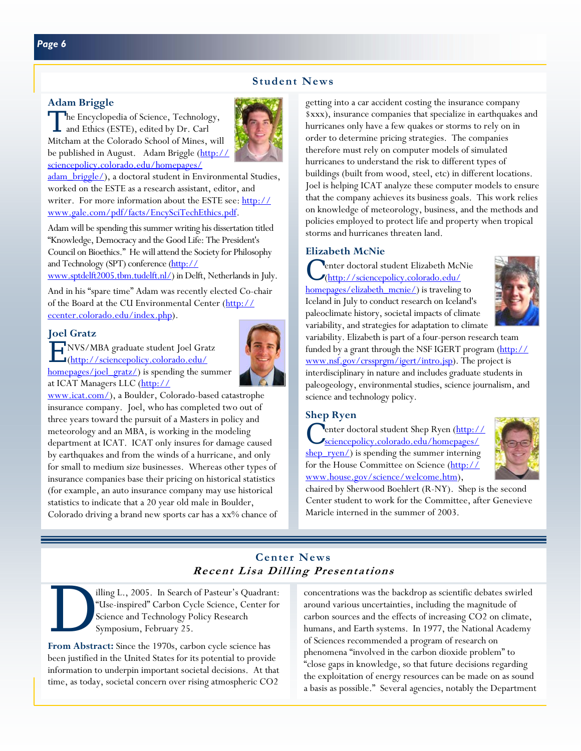## Student News

### Adam Briggle

The Encyclopedia of Science, Technology, and Ethics (ESTE), edited by Dr. Carl Mitcham at the Colorado School of Mines, will be published in August. Adam Briggle (http://sciencepolicy.colorado.edu/homepages/adam_briggle/), a doctoral student in Environmental Studies, worked on the ESTE as a research assistant, editor, and writer. For more information about the ESTE see: http://www.gale.com/pdf/facts/EncySciTechEthics.pdf.

Adam will be spending this summer writing his dissertation titled "Knowledge, Democracy and the Good Life: The President's Council on Bioethics." He will attend the Society for Philosophy and Technology (SPT) conference (http://www.sptdelft2005.tbm.tudelft.nl/) in Delft, Netherlands in July.

And in his "spare time" Adam was recently elected Co-chair of the Board at the CU Environmental Center (http://ecenter.colorado.edu/index.php).

### Joel Gratz

ENVS/MBA graduate student Joel Gratz (http://sciencepolicy.colorado.edu/homepages/joel_gratz/) is spending the summer at ICAT Managers LLC (http://www.icat.com/), a Boulder, Colorado-based catastrophe insurance company. Joel, who has completed two out of three years toward the pursuit of a Masters in policy and meteorology and an MBA, is working in the modeling department at ICAT. ICAT only insures for damage caused by earthquakes and from the winds of a hurricane, and only for small to medium size businesses. Whereas other types of insurance companies base their pricing on historical statistics (for example, an auto insurance company may use historical statistics to indicate that a 20 year old male in Boulder, Colorado driving a brand new sports car has a xx% chance of getting into a car accident costing the insurance company $xxx), insurance companies that specialize in earthquakes and hurricanes only have a few quakes or storms to rely on in order to determine pricing strategies. The companies therefore must rely on computer models of simulated hurricanes to understand the risk to different types of buildings (built from wood, steel, etc) in different locations. Joel is helping ICAT analyze these computer models to ensure that the company achieves its business goals. This work relies on knowledge of meteorology, business, and the methods and policies employed to protect life and property when tropical storms and hurricanes threaten land.

### Elizabeth McNie

Center doctoral student Elizabeth McNie (http://sciencepolicy.colorado.edu/homepages/elizabeth_mcnie/) is traveling to Iceland in July to conduct research on Iceland's paleoclimate history, societal impacts of climate variability, and strategies for adaptation to climate variability. Elizabeth is part of a four-person research team funded by a grant through the NSF IGERT program (http://www.nsf.gov/crssprgm/igert/intro.jsp). The project is interdisciplinary in nature and includes graduate students in paleogeology, environmental studies, science journalism, and science and technology policy.

### Shep Ryen

Center doctoral student Shep Ryen (http://sciencepolicy.colorado.edu/homepages/shep_ryen/) is spending the summer interning for the House Committee on Science (http://www.house.gov/science/welcome.htm), chaired by Sherwood Boehlert (R-NY). Shep is the second Center student to work for the Committee, after Genevieve Maricle interned in the summer of 2003.

## Center News

### *Recent Lisa Dilling Presentations*

Dilling L., 2005. In Search of Pasteur's Quadrant: "Use-inspired" Carbon Cycle Science, Center for Science and Technology Policy Research Symposium, February 25.

**From Abstract:** Since the 1970s, carbon cycle science has been justified in the United States for its potential to provide information to underpin important societal decisions. At that time, as today, societal concern over rising atmospheric $CO_2$ concentrations was the backdrop as scientific debates swirled around various uncertainties, including the magnitude of carbon sources and the effects of increasing $CO_2$ on climate, humans, and Earth systems. In 1977, the National Academy of Sciences recommended a program of research on phenomena "involved in the carbon dioxide problem" to "close gaps in knowledge, so that future decisions regarding the exploitation of energy resources can be made on as sound a basis as possible." Several agencies, notably the Department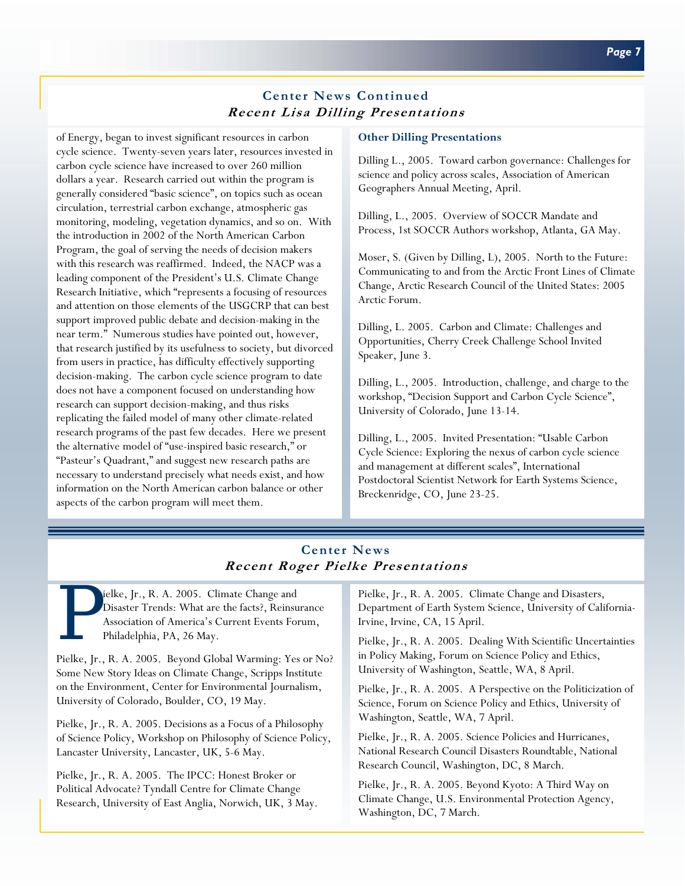## Center News Continued

### *Recent Lisa Dilling Presentations*

of Energy, began to invest significant resources in carbon cycle science. Twenty-seven years later, resources invested in carbon cycle science have increased to over 260 million dollars a year. Research carried out within the program is generally considered "basic science", on topics such as ocean circulation, terrestrial carbon exchange, atmospheric gas monitoring, modeling, vegetation dynamics, and so on. With the introduction in 2002 of the North American Carbon Program, the goal of serving the needs of decision makers with this research was reaffirmed. Indeed, the NACP was a leading component of the President's U.S. Climate Change Research Initiative, which "represents a focusing of resources and attention on those elements of the USGCRP that can best support improved public debate and decision-making in the near term." Numerous studies have pointed out, however, that research justified by its usefulness to society, but divorced from users in practice, has difficulty effectively supporting decision-making. The carbon cycle science program to date does not have a component focused on understanding how research can support decision-making, and thus risks replicating the failed model of many other climate-related research programs of the past few decades. Here we present the alternative model of "use-inspired basic research," or "Pasteur's Quadrant," and suggest new research paths are necessary to understand precisely what needs exist, and how information on the North American carbon balance or other aspects of the carbon program will meet them.

**Other Dilling Presentations**

Dilling L., 2005. Toward carbon governance: Challenges for science and policy across scales, Association of American Geographers Annual Meeting, April.

Dilling, L., 2005. Overview of SOCCR Mandate and Process, 1st SOCCR Authors workshop, Atlanta, GA May.

Moser, S. (Given by Dilling, L), 2005. North to the Future: Communicating to and from the Arctic Front Lines of Climate Change, Arctic Research Council of the United States: 2005 Arctic Forum.

Dilling, L. 2005. Carbon and Climate: Challenges and Opportunities, Cherry Creek Challenge School Invited Speaker, June 3.

Dilling, L., 2005. Introduction, challenge, and charge to the workshop, "Decision Support and Carbon Cycle Science", University of Colorado, June 13-14.

Dilling, L., 2005. Invited Presentation: "Usable Carbon Cycle Science: Exploring the nexus of carbon cycle science and management at different scales", International Postdoctoral Scientist Network for Earth Systems Science, Breckenridge, CO, June 23-25.

## Center News

### *Recent Roger Pielke Presentations*

Pielke, Jr., R. A. 2005. Climate Change and Disaster Trends: What are the facts?, Reinsurance Association of America's Current Events Forum, Philadelphia, PA, 26 May.

Pielke, Jr., R. A. 2005. Beyond Global Warming: Yes or No? Some New Story Ideas on Climate Change, Scripps Institute on the Environment, Center for Environmental Journalism, University of Colorado, Boulder, CO, 19 May.

Pielke, Jr., R. A. 2005. Decisions as a Focus of a Philosophy of Science Policy, Workshop on Philosophy of Science Policy, Lancaster University, Lancaster, UK, 5-6 May.

Pielke, Jr., R. A. 2005. The IPCC: Honest Broker or Political Advocate? Tyndall Centre for Climate Change Research, University of East Anglia, Norwich, UK, 3 May.

Pielke, Jr., R. A. 2005. Climate Change and Disasters, Department of Earth System Science, University of California-Irvine, Irvine, CA, 15 April.

Pielke, Jr., R. A. 2005. Dealing With Scientific Uncertainties in Policy Making, Forum on Science Policy and Ethics, University of Washington, Seattle, WA, 8 April.

Pielke, Jr., R. A. 2005. A Perspective on the Politicization of Science, Forum on Science Policy and Ethics, University of Washington, Seattle, WA, 7 April.

Pielke, Jr., R. A. 2005. Science Policies and Hurricanes, National Research Council Disasters Roundtable, National Research Council, Washington, DC, 8 March.

Pielke, Jr., R. A. 2005. Beyond Kyoto: A Third Way on Climate Change, U.S. Environmental Protection Agency, Washington, DC, 7 March.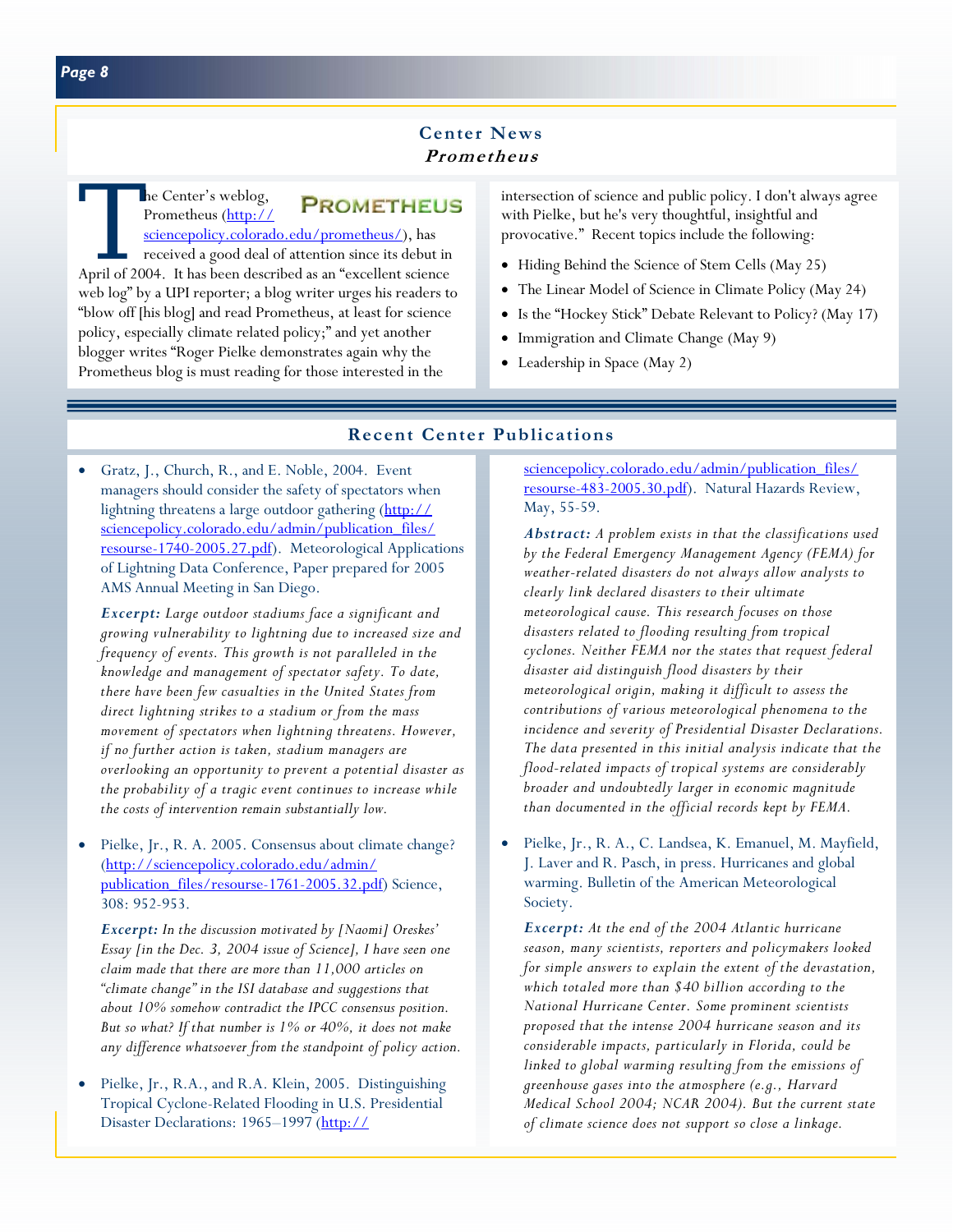## Center News

### Prometheus

The Center's weblog, Prometheus (http://sciencepolicy.colorado.edu/prometheus/), has received a good deal of attention since its debut in April of 2004. It has been described as an "excellent science web log" by a UPI reporter; a blog writer urges his readers to "blow off [his blog] and read Prometheus, at least for science policy, especially climate related policy;" and yet another blogger writes "Roger Pielke demonstrates again why the Prometheus blog is must reading for those interested in the intersection of science and public policy. I don't always agree with Pielke, but he's very thoughtful, insightful and provocative." Recent topics include the following:

- Hiding Behind the Science of Stem Cells (May 25)
- The Linear Model of Science in Climate Policy (May 24)
- Is the "Hockey Stick" Debate Relevant to Policy? (May 17)
- Immigration and Climate Change (May 9)
- Leadership in Space (May 2)

## Recent Center Publications

- Gratz, J., Church, R., and E. Noble, 2004. Event managers should consider the safety of spectators when lightning threatens a large outdoor gathering (http://sciencepolicy.colorado.edu/admin/publication_files/resourse-1740-2005.27.pdf). Meteorological Applications of Lightning Data Conference, Paper prepared for 2005 AMS Annual Meeting in San Diego.

  ***Excerpt:*** *Large outdoor stadiums face a significant and growing vulnerability to lightning due to increased size and frequency of events. This growth is not paralleled in the knowledge and management of spectator safety. To date, there have been few casualties in the United States from direct lightning strikes to a stadium or from the mass movement of spectators when lightning threatens. However, if no further action is taken, stadium managers are overlooking an opportunity to prevent a potential disaster as the probability of a tragic event continues to increase while the costs of intervention remain substantially low.*

- Pielke, Jr., R. A. 2005. Consensus about climate change? (http://sciencepolicy.colorado.edu/admin/publication_files/resourse-1761-2005.32.pdf) Science, 308: 952-953.

  ***Excerpt:*** *In the discussion motivated by [Naomi] Oreskes' Essay [in the Dec. 3, 2004 issue of Science], I have seen one claim made that there are more than 11,000 articles on "climate change" in the ISI database and suggestions that about 10% somehow contradict the IPCC consensus position. But so what? If that number is 1% or 40%, it does not make any difference whatsoever from the standpoint of policy action.*

- Pielke, Jr., R.A., and R.A. Klein, 2005. Distinguishing Tropical Cyclone-Related Flooding in U.S. Presidential Disaster Declarations: 1965–1997 (http://sciencepolicy.colorado.edu/admin/publication_files/resourse-483-2005.30.pdf). Natural Hazards Review, May, 55-59.

  ***Abstract:*** *A problem exists in that the classifications used by the Federal Emergency Management Agency (FEMA) for weather-related disasters do not always allow analysts to clearly link declared disasters to their ultimate meteorological cause. This research focuses on those disasters related to flooding resulting from tropical cyclones. Neither FEMA nor the states that request federal disaster aid distinguish flood disasters by their meteorological origin, making it difficult to assess the contributions of various meteorological phenomena to the incidence and severity of Presidential Disaster Declarations. The data presented in this initial analysis indicate that the flood-related impacts of tropical systems are considerably broader and undoubtedly larger in economic magnitude than documented in the official records kept by FEMA.*

- Pielke, Jr., R. A., C. Landsea, K. Emanuel, M. Mayfield, J. Laver and R. Pasch, in press. Hurricanes and global warming. Bulletin of the American Meteorological Society.

  ***Excerpt:*** *At the end of the 2004 Atlantic hurricane season, many scientists, reporters and policymakers looked for simple answers to explain the extent of the devastation, which totaled more than $40 billion according to the National Hurricane Center. Some prominent scientists proposed that the intense 2004 hurricane season and its considerable impacts, particularly in Florida, could be linked to global warming resulting from the emissions of greenhouse gases into the atmosphere (e.g., Harvard Medical School 2004; NCAR 2004). But the current state of climate science does not support so close a linkage.*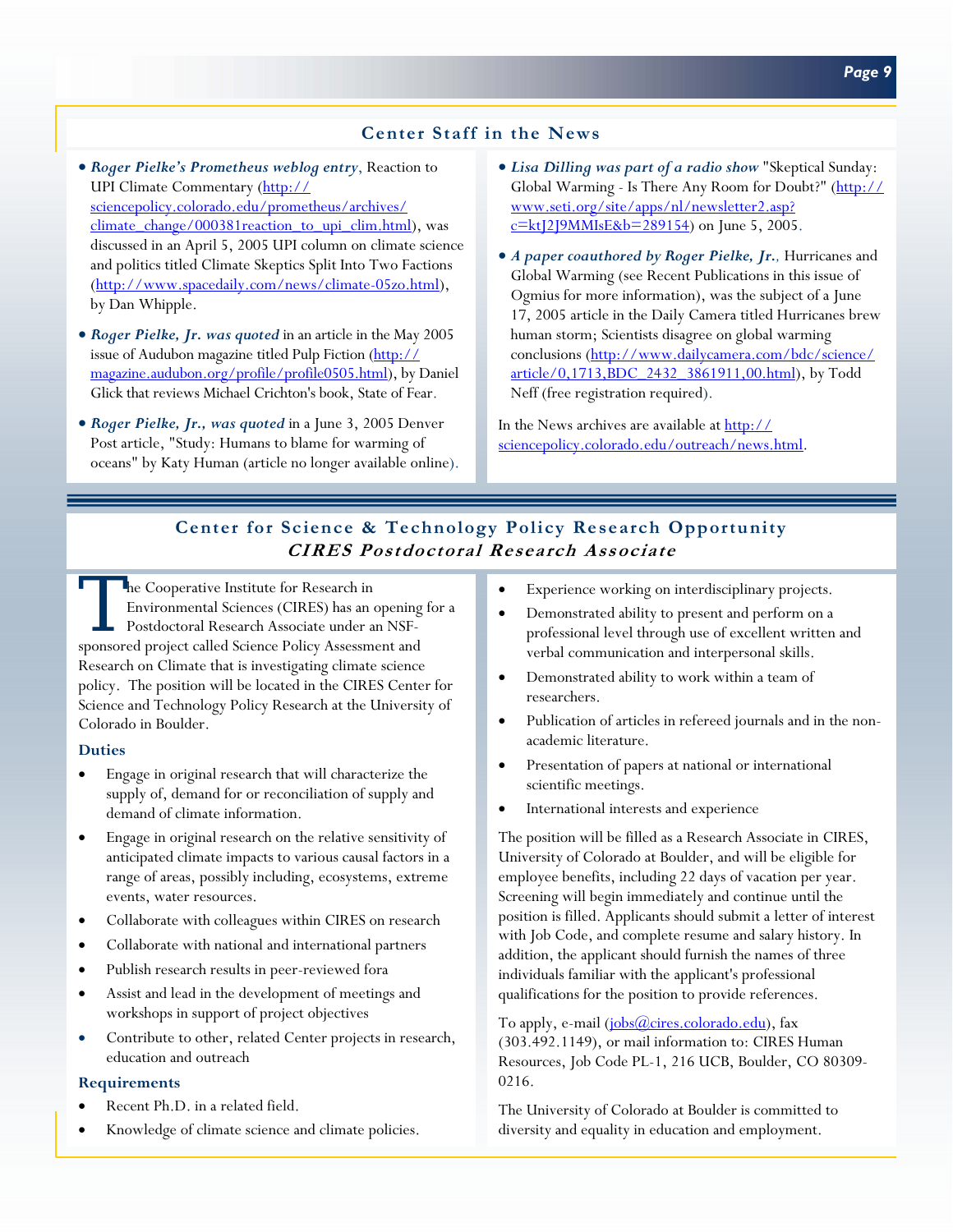## Center Staff in the News

- ***Roger Pielke's Prometheus weblog entry***, Reaction to UPI Climate Commentary (http://sciencepolicy.colorado.edu/prometheus/archives/climate_change/000381reaction_to_upi_clim.html), was discussed in an April 5, 2005 UPI column on climate science and politics titled Climate Skeptics Split Into Two Factions (http://www.spacedaily.com/news/climate-05zo.html), by Dan Whipple.

- ***Roger Pielke, Jr. was quoted*** in an article in the May 2005 issue of Audubon magazine titled Pulp Fiction (http://magazine.audubon.org/profile/profile0505.html), by Daniel Glick that reviews Michael Crichton's book, State of Fear.

- ***Roger Pielke, Jr., was quoted*** in a June 3, 2005 Denver Post article, "Study: Humans to blame for warming of oceans" by Katy Human (article no longer available online).

- ***Lisa Dilling was part of a radio show*** "Skeptical Sunday: Global Warming - Is There Any Room for Doubt?" (http://www.seti.org/site/apps/nl/newsletter2.asp?c=ktJ2J9MMIsE&b=289154) on June 5, 2005.

- ***A paper coauthored by Roger Pielke, Jr.***, Hurricanes and Global Warming (see Recent Publications in this issue of Ogmius for more information), was the subject of a June 17, 2005 article in the Daily Camera titled Hurricanes brew human storm; Scientists disagree on global warming conclusions (http://www.dailycamera.com/bdc/science/article/0,1713,BDC_2432_3861911,00.html), by Todd Neff (free registration required).

In the News archives are available at http://sciencepolicy.colorado.edu/outreach/news.html.

## Center for Science & Technology Policy Research Opportunity
### *CIRES Postdoctoral Research Associate*

The Cooperative Institute for Research in Environmental Sciences (CIRES) has an opening for a Postdoctoral Research Associate under an NSF-sponsored project called Science Policy Assessment and Research on Climate that is investigating climate science policy. The position will be located in the CIRES Center for Science and Technology Policy Research at the University of Colorado in Boulder.

**Duties**

- Engage in original research that will characterize the supply of, demand for or reconciliation of supply and demand of climate information.
- Engage in original research on the relative sensitivity of anticipated climate impacts to various causal factors in a range of areas, possibly including, ecosystems, extreme events, water resources.
- Collaborate with colleagues within CIRES on research
- Collaborate with national and international partners
- Publish research results in peer-reviewed fora
- Assist and lead in the development of meetings and workshops in support of project objectives
- Contribute to other, related Center projects in research, education and outreach

**Requirements**

- Recent Ph.D. in a related field.
- Knowledge of climate science and climate policies.
- Experience working on interdisciplinary projects.
- Demonstrated ability to present and perform on a professional level through use of excellent written and verbal communication and interpersonal skills.
- Demonstrated ability to work within a team of researchers.
- Publication of articles in refereed journals and in the non-academic literature.
- Presentation of papers at national or international scientific meetings.
- International interests and experience

The position will be filled as a Research Associate in CIRES, University of Colorado at Boulder, and will be eligible for employee benefits, including 22 days of vacation per year. Screening will begin immediately and continue until the position is filled. Applicants should submit a letter of interest with Job Code, and complete resume and salary history. In addition, the applicant should furnish the names of three individuals familiar with the applicant's professional qualifications for the position to provide references.

To apply, e-mail (jobs@cires.colorado.edu), fax (303.492.1149), or mail information to: CIRES Human Resources, Job Code PL-1, 216 UCB, Boulder, CO 80309-0216.

The University of Colorado at Boulder is committed to diversity and equality in education and employment.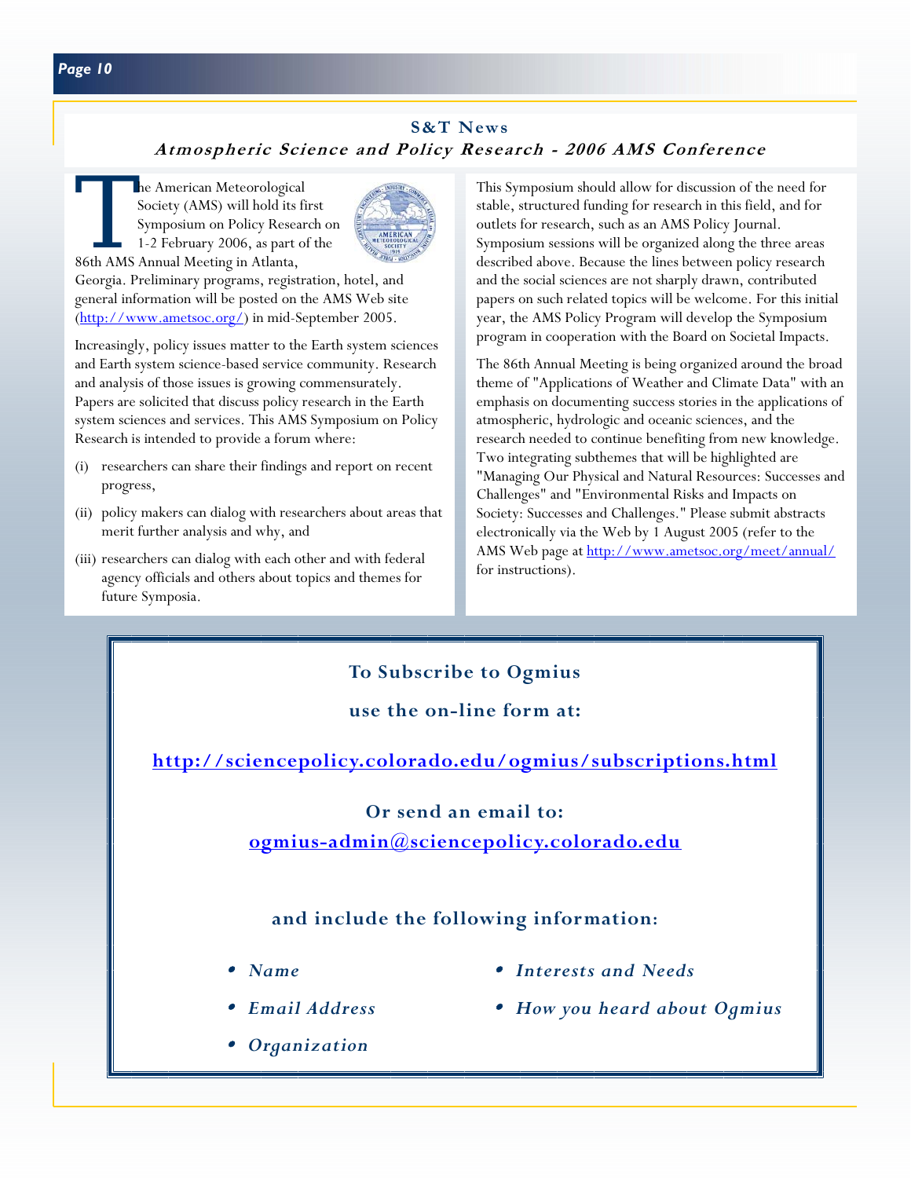## S&T News

### *Atmospheric Science and Policy Research - 2006 AMS Conference*

The American Meteorological Society (AMS) will hold its first Symposium on Policy Research on 1-2 February 2006, as part of the 86th AMS Annual Meeting in Atlanta, Georgia. Preliminary programs, registration, hotel, and general information will be posted on the AMS Web site (http://www.ametsoc.org/) in mid-September 2005.

Increasingly, policy issues matter to the Earth system sciences and Earth system science-based service community. Research and analysis of those issues is growing commensurately. Papers are solicited that discuss policy research in the Earth system sciences and services. This AMS Symposium on Policy Research is intended to provide a forum where:

(i) researchers can share their findings and report on recent progress,

(ii) policy makers can dialog with researchers about areas that merit further analysis and why, and

(iii) researchers can dialog with each other and with federal agency officials and others about topics and themes for future Symposia.

This Symposium should allow for discussion of the need for stable, structured funding for research in this field, and for outlets for research, such as an AMS Policy Journal. Symposium sessions will be organized along the three areas described above. Because the lines between policy research and the social sciences are not sharply drawn, contributed papers on such related topics will be welcome. For this initial year, the AMS Policy Program will develop the Symposium program in cooperation with the Board on Societal Impacts.

The 86th Annual Meeting is being organized around the broad theme of "Applications of Weather and Climate Data" with an emphasis on documenting success stories in the applications of atmospheric, hydrologic and oceanic sciences, and the research needed to continue benefiting from new knowledge. Two integrating subthemes that will be highlighted are "Managing Our Physical and Natural Resources: Successes and Challenges" and "Environmental Risks and Impacts on Society: Successes and Challenges." Please submit abstracts electronically via the Web by 1 August 2005 (refer to the AMS Web page at http://www.ametsoc.org/meet/annual/ for instructions).

---

**To Subscribe to Ogmius**

**use the on-line form at:**

**http://sciencepolicy.colorado.edu/ogmius/subscriptions.html**

**Or send an email to:**

**ogmius-admin@sciencepolicy.colorado.edu**

**and include the following information:**

- *Name*
- *Email Address*
- *Organization*
- *Interests and Needs*
- *How you heard about Ogmius*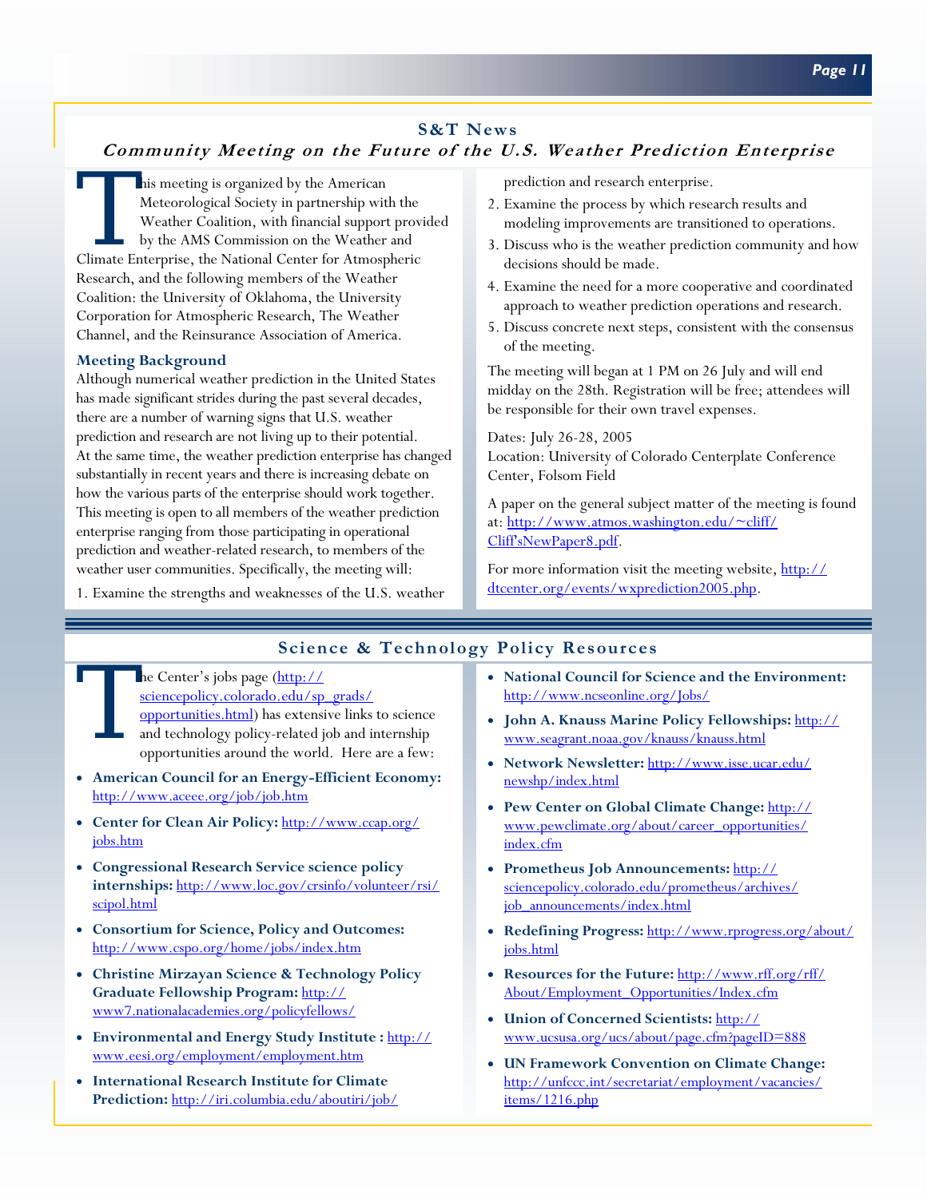## S&T News

### *Community Meeting on the Future of the U.S. Weather Prediction Enterprise*

This meeting is organized by the American Meteorological Society in partnership with the Weather Coalition, with financial support provided by the AMS Commission on the Weather and Climate Enterprise, the National Center for Atmospheric Research, and the following members of the Weather Coalition: the University of Oklahoma, the University Corporation for Atmospheric Research, The Weather Channel, and the Reinsurance Association of America.

**Meeting Background**

Although numerical weather prediction in the United States has made significant strides during the past several decades, there are a number of warning signs that U.S. weather prediction and research are not living up to their potential. At the same time, the weather prediction enterprise has changed substantially in recent years and there is increasing debate on how the various parts of the enterprise should work together. This meeting is open to all members of the weather prediction enterprise ranging from those participating in operational prediction and weather-related research, to members of the weather user communities. Specifically, the meeting will:

1. Examine the strengths and weaknesses of the U.S. weather prediction and research enterprise.
2. Examine the process by which research results and modeling improvements are transitioned to operations.
3. Discuss who is the weather prediction community and how decisions should be made.
4. Examine the need for a more cooperative and coordinated approach to weather prediction operations and research.
5. Discuss concrete next steps, consistent with the consensus of the meeting.

The meeting will began at 1 PM on 26 July and will end midday on the 28th. Registration will be free; attendees will be responsible for their own travel expenses.

Dates: July 26-28, 2005
Location: University of Colorado Centerplate Conference Center, Folsom Field

A paper on the general subject matter of the meeting is found at: http://www.atmos.washington.edu/~cliff/CliffsNewPaper8.pdf.

For more information visit the meeting website, http://dtcenter.org/events/wxprediction2005.php.

## Science & Technology Policy Resources

The Center's jobs page (http://sciencepolicy.colorado.edu/sp_grads/opportunities.html) has extensive links to science and technology policy-related job and internship opportunities around the world. Here are a few:

- **American Council for an Energy-Efficient Economy:** http://www.aceee.org/job/job.htm
- **Center for Clean Air Policy:** http://www.ccap.org/jobs.htm
- **Congressional Research Service science policy internships:** http://www.loc.gov/crsinfo/volunteer/rsi/scipol.html
- **Consortium for Science, Policy and Outcomes:** http://www.cspo.org/home/jobs/index.htm
- **Christine Mirzayan Science & Technology Policy Graduate Fellowship Program:** http://www7.nationalacademies.org/policyfellows/
- **Environmental and Energy Study Institute :** http://www.eesi.org/employment/employment.htm
- **International Research Institute for Climate Prediction:** http://iri.columbia.edu/aboutiri/job/
- **National Council for Science and the Environment:** http://www.ncseonline.org/Jobs/
- **John A. Knauss Marine Policy Fellowships:** http://www.seagrant.noaa.gov/knauss/knauss.html
- **Network Newsletter:** http://www.isse.ucar.edu/newshp/index.html
- **Pew Center on Global Climate Change:** http://www.pewclimate.org/about/career_opportunities/index.cfm
- **Prometheus Job Announcements:** http://sciencepolicy.colorado.edu/prometheus/archives/job_announcements/index.html
- **Redefining Progress:** http://www.rprogress.org/about/jobs.html
- **Resources for the Future:** http://www.rff.org/rff/About/Employment_Opportunities/Index.cfm
- **Union of Concerned Scientists:** http://www.ucsusa.org/ucs/about/page.cfm?pageID=888
- **UN Framework Convention on Climate Change:** http://unfccc.int/secretariat/employment/vacancies/items/1216.php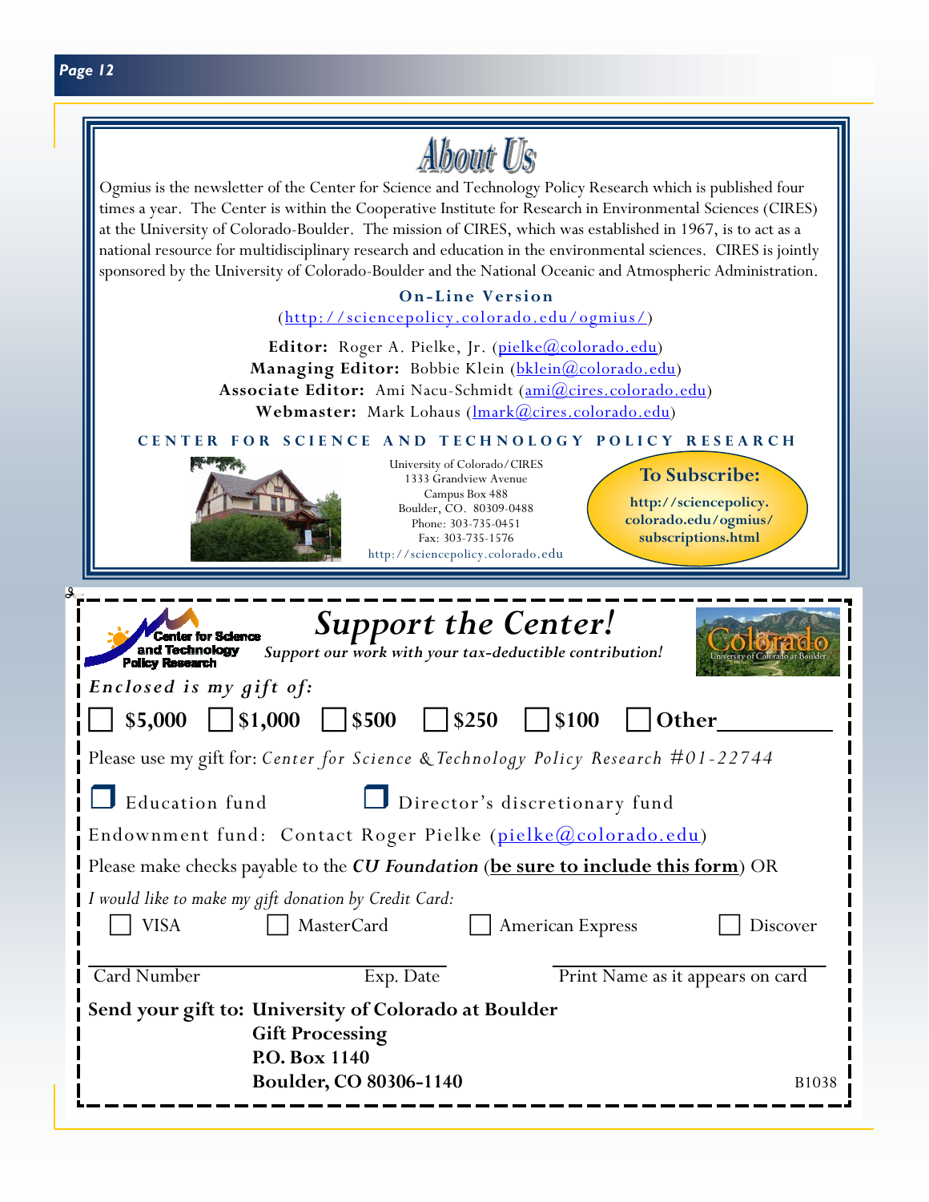# About Us

Ogmius is the newsletter of the Center for Science and Technology Policy Research which is published four times a year. The Center is within the Cooperative Institute for Research in Environmental Sciences (CIRES) at the University of Colorado-Boulder. The mission of CIRES, which was established in 1967, is to act as a national resource for multidisciplinary research and education in the environmental sciences. CIRES is jointly sponsored by the University of Colorado-Boulder and the National Oceanic and Atmospheric Administration.

**On-Line Version**

(http://sciencepolicy.colorado.edu/ogmius/)

**Editor:** Roger A. Pielke, Jr. (pielke@colorado.edu)
**Managing Editor:** Bobbie Klein (bklein@colorado.edu)
**Associate Editor:** Ami Nacu-Schmidt (ami@cires.colorado.edu)
**Webmaster:** Mark Lohaus (lmark@cires.colorado.edu)

**CENTER FOR SCIENCE AND TECHNOLOGY POLICY RESEARCH**

University of Colorado/CIRES
1333 Grandview Avenue
Campus Box 488
Boulder, CO. 80309-0488
Phone: 303-735-0451
Fax: 303-735-1576
http://sciencepolicy.colorado.edu

**To Subscribe:**
**http://sciencepolicy.colorado.edu/ogmius/subscriptions.html**

---

Center for Science and Technology Policy Research

## *Support the Center!*

*Support our work with your tax-deductible contribution!*

Colorado — University of Colorado at Boulder

*Enclosed is my gift of:*

☐ **$5,000** ☐ **$1,000** ☐ **$500** ☐ **$250** ☐ **$100** ☐ **Other**__________

Please use my gift for: *Center for Science & Technology Policy Research #01-22744*

☐ Education fund ☐ Director's discretionary fund

Endownment fund: Contact Roger Pielke (pielke@colorado.edu)

Please make checks payable to the ***CU Foundation*** (**be sure to include this form**) OR

*I would like to make my gift donation by Credit Card:*

☐ VISA ☐ MasterCard ☐ American Express ☐ Discover

Card Number ____________ Exp. Date ____________ Print Name as it appears on card ____________

**Send your gift to: University of Colorado at Boulder**
**Gift Processing**
**P.O. Box 1140**
**Boulder, CO 80306-1140**

B1038